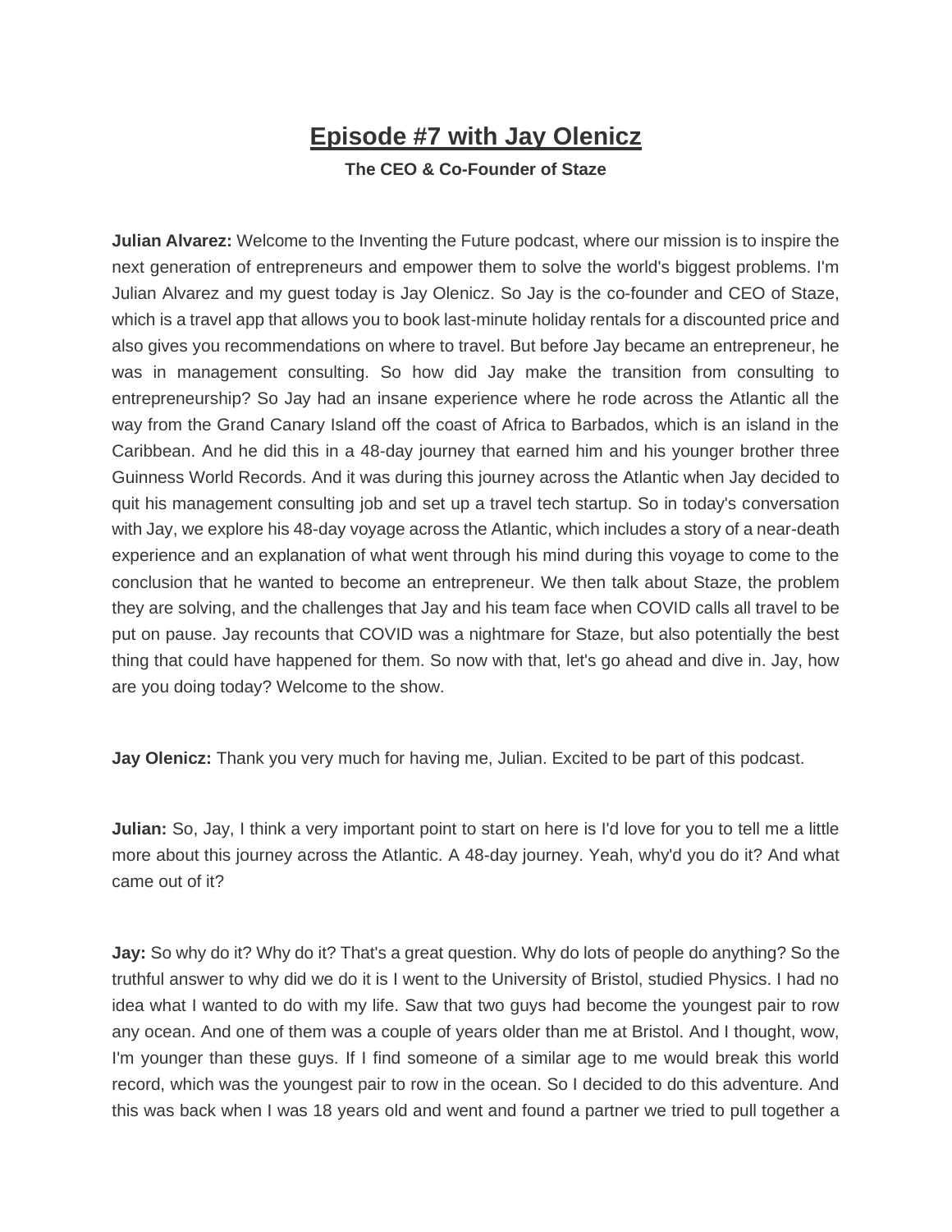# Episode #7 with Jay Olenicz

**The CEO & Co-Founder of Staze**

**Julian Alvarez:** Welcome to the Inventing the Future podcast, where our mission is to inspire the next generation of entrepreneurs and empower them to solve the world's biggest problems. I'm Julian Alvarez and my guest today is Jay Olenicz. So Jay is the co-founder and CEO of Staze, which is a travel app that allows you to book last-minute holiday rentals for a discounted price and also gives you recommendations on where to travel. But before Jay became an entrepreneur, he was in management consulting. So how did Jay make the transition from consulting to entrepreneurship? So Jay had an insane experience where he rode across the Atlantic all the way from the Grand Canary Island off the coast of Africa to Barbados, which is an island in the Caribbean. And he did this in a 48-day journey that earned him and his younger brother three Guinness World Records. And it was during this journey across the Atlantic when Jay decided to quit his management consulting job and set up a travel tech startup. So in today's conversation with Jay, we explore his 48-day voyage across the Atlantic, which includes a story of a near-death experience and an explanation of what went through his mind during this voyage to come to the conclusion that he wanted to become an entrepreneur. We then talk about Staze, the problem they are solving, and the challenges that Jay and his team face when COVID calls all travel to be put on pause. Jay recounts that COVID was a nightmare for Staze, but also potentially the best thing that could have happened for them. So now with that, let's go ahead and dive in. Jay, how are you doing today? Welcome to the show.

**Jay Olenicz:** Thank you very much for having me, Julian. Excited to be part of this podcast.

**Julian:** So, Jay, I think a very important point to start on here is I'd love for you to tell me a little more about this journey across the Atlantic. A 48-day journey. Yeah, why'd you do it? And what came out of it?

**Jay:** So why do it? Why do it? That's a great question. Why do lots of people do anything? So the truthful answer to why did we do it is I went to the University of Bristol, studied Physics. I had no idea what I wanted to do with my life. Saw that two guys had become the youngest pair to row any ocean. And one of them was a couple of years older than me at Bristol. And I thought, wow, I'm younger than these guys. If I find someone of a similar age to me would break this world record, which was the youngest pair to row in the ocean. So I decided to do this adventure. And this was back when I was 18 years old and went and found a partner we tried to pull together a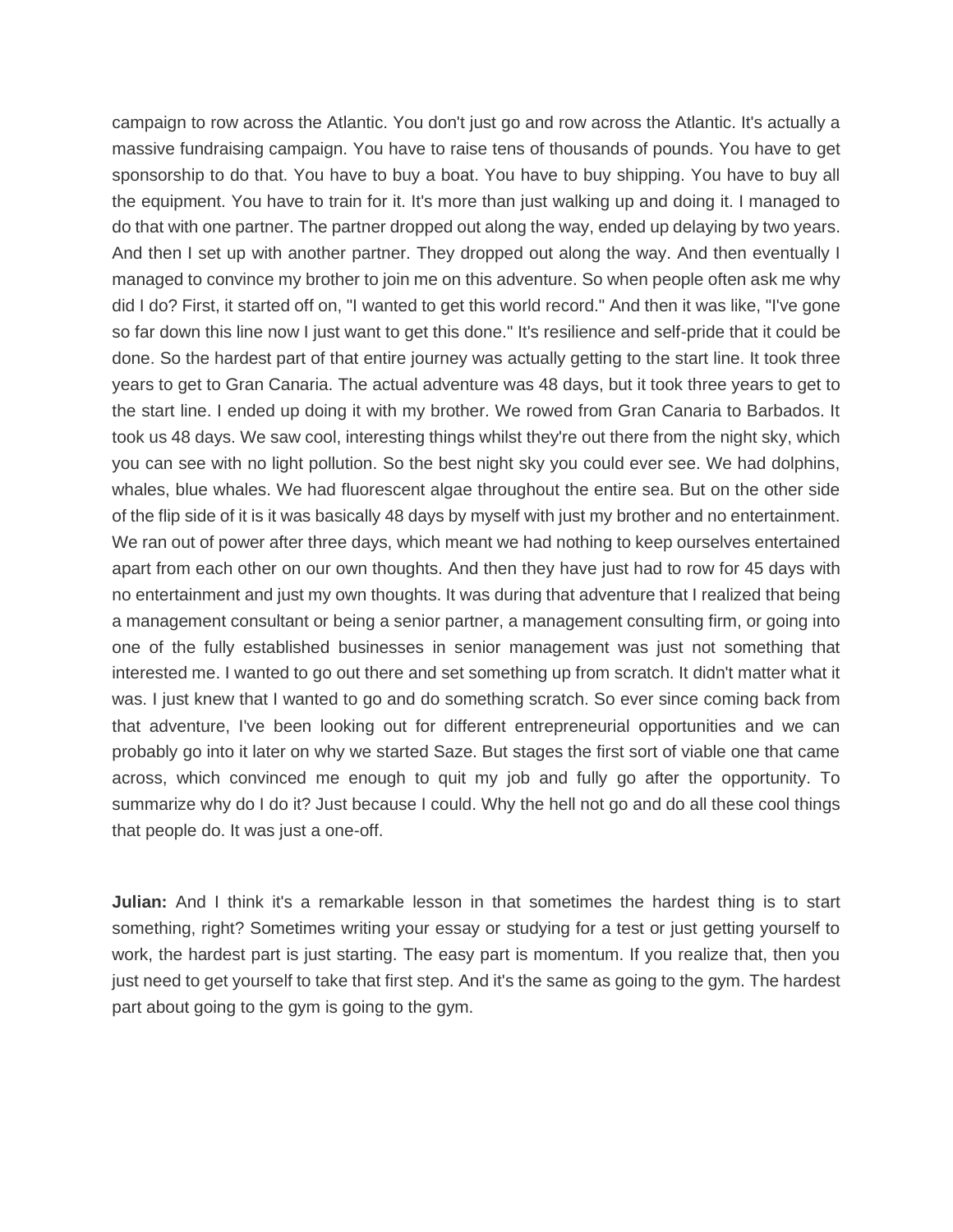campaign to row across the Atlantic. You don't just go and row across the Atlantic. It's actually a massive fundraising campaign. You have to raise tens of thousands of pounds. You have to get sponsorship to do that. You have to buy a boat. You have to buy shipping. You have to buy all the equipment. You have to train for it. It's more than just walking up and doing it. I managed to do that with one partner. The partner dropped out along the way, ended up delaying by two years. And then I set up with another partner. They dropped out along the way. And then eventually I managed to convince my brother to join me on this adventure. So when people often ask me why did I do? First, it started off on, "I wanted to get this world record." And then it was like, "I've gone so far down this line now I just want to get this done." It's resilience and self-pride that it could be done. So the hardest part of that entire journey was actually getting to the start line. It took three years to get to Gran Canaria. The actual adventure was 48 days, but it took three years to get to the start line. I ended up doing it with my brother. We rowed from Gran Canaria to Barbados. It took us 48 days. We saw cool, interesting things whilst they're out there from the night sky, which you can see with no light pollution. So the best night sky you could ever see. We had dolphins, whales, blue whales. We had fluorescent algae throughout the entire sea. But on the other side of the flip side of it is it was basically 48 days by myself with just my brother and no entertainment. We ran out of power after three days, which meant we had nothing to keep ourselves entertained apart from each other on our own thoughts. And then they have just had to row for 45 days with no entertainment and just my own thoughts. It was during that adventure that I realized that being a management consultant or being a senior partner, a management consulting firm, or going into one of the fully established businesses in senior management was just not something that interested me. I wanted to go out there and set something up from scratch. It didn't matter what it was. I just knew that I wanted to go and do something scratch. So ever since coming back from that adventure, I've been looking out for different entrepreneurial opportunities and we can probably go into it later on why we started Saze. But stages the first sort of viable one that came across, which convinced me enough to quit my job and fully go after the opportunity. To summarize why do I do it? Just because I could. Why the hell not go and do all these cool things that people do. It was just a one-off.

**Julian:** And I think it's a remarkable lesson in that sometimes the hardest thing is to start something, right? Sometimes writing your essay or studying for a test or just getting yourself to work, the hardest part is just starting. The easy part is momentum. If you realize that, then you just need to get yourself to take that first step. And it's the same as going to the gym. The hardest part about going to the gym is going to the gym.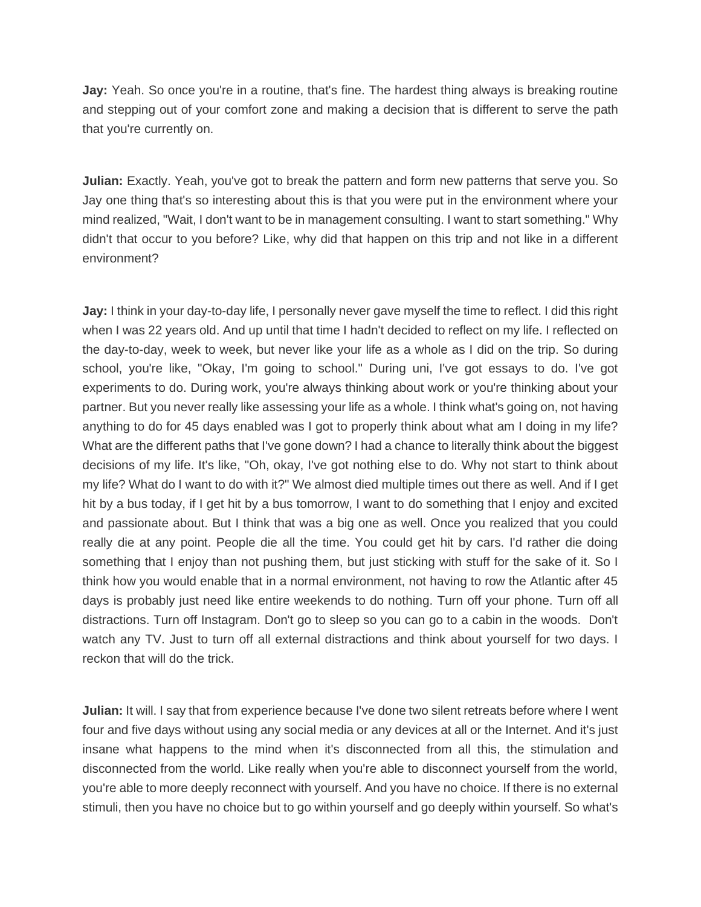**Jay:** Yeah. So once you're in a routine, that's fine. The hardest thing always is breaking routine and stepping out of your comfort zone and making a decision that is different to serve the path that you're currently on.

**Julian:** Exactly. Yeah, you've got to break the pattern and form new patterns that serve you. So Jay one thing that's so interesting about this is that you were put in the environment where your mind realized, "Wait, I don't want to be in management consulting. I want to start something." Why didn't that occur to you before? Like, why did that happen on this trip and not like in a different environment?

**Jay:** I think in your day-to-day life, I personally never gave myself the time to reflect. I did this right when I was 22 years old. And up until that time I hadn't decided to reflect on my life. I reflected on the day-to-day, week to week, but never like your life as a whole as I did on the trip. So during school, you're like, "Okay, I'm going to school." During uni, I've got essays to do. I've got experiments to do. During work, you're always thinking about work or you're thinking about your partner. But you never really like assessing your life as a whole. I think what's going on, not having anything to do for 45 days enabled was I got to properly think about what am I doing in my life? What are the different paths that I've gone down? I had a chance to literally think about the biggest decisions of my life. It's like, "Oh, okay, I've got nothing else to do. Why not start to think about my life? What do I want to do with it?" We almost died multiple times out there as well. And if I get hit by a bus today, if I get hit by a bus tomorrow, I want to do something that I enjoy and excited and passionate about. But I think that was a big one as well. Once you realized that you could really die at any point. People die all the time. You could get hit by cars. I'd rather die doing something that I enjoy than not pushing them, but just sticking with stuff for the sake of it. So I think how you would enable that in a normal environment, not having to row the Atlantic after 45 days is probably just need like entire weekends to do nothing. Turn off your phone. Turn off all distractions. Turn off Instagram. Don't go to sleep so you can go to a cabin in the woods. Don't watch any TV. Just to turn off all external distractions and think about yourself for two days. I reckon that will do the trick.

**Julian:** It will. I say that from experience because I've done two silent retreats before where I went four and five days without using any social media or any devices at all or the Internet. And it's just insane what happens to the mind when it's disconnected from all this, the stimulation and disconnected from the world. Like really when you're able to disconnect yourself from the world, you're able to more deeply reconnect with yourself. And you have no choice. If there is no external stimuli, then you have no choice but to go within yourself and go deeply within yourself. So what's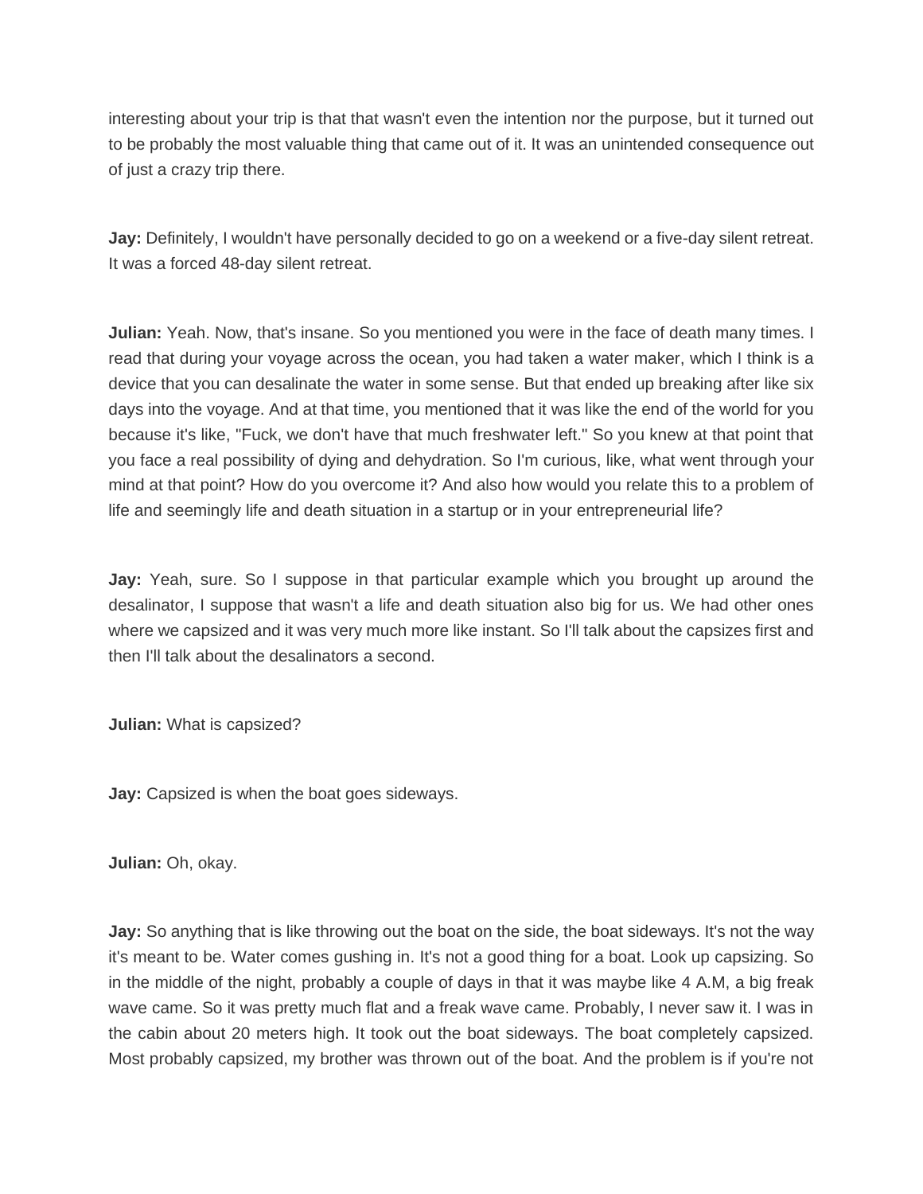interesting about your trip is that that wasn't even the intention nor the purpose, but it turned out to be probably the most valuable thing that came out of it. It was an unintended consequence out of just a crazy trip there.

**Jay:** Definitely, I wouldn't have personally decided to go on a weekend or a five-day silent retreat. It was a forced 48-day silent retreat.

**Julian:** Yeah. Now, that's insane. So you mentioned you were in the face of death many times. I read that during your voyage across the ocean, you had taken a water maker, which I think is a device that you can desalinate the water in some sense. But that ended up breaking after like six days into the voyage. And at that time, you mentioned that it was like the end of the world for you because it's like, "Fuck, we don't have that much freshwater left." So you knew at that point that you face a real possibility of dying and dehydration. So I'm curious, like, what went through your mind at that point? How do you overcome it? And also how would you relate this to a problem of life and seemingly life and death situation in a startup or in your entrepreneurial life?

**Jay:** Yeah, sure. So I suppose in that particular example which you brought up around the desalinator, I suppose that wasn't a life and death situation also big for us. We had other ones where we capsized and it was very much more like instant. So I'll talk about the capsizes first and then I'll talk about the desalinators a second.

**Julian:** What is capsized?

**Jay:** Capsized is when the boat goes sideways.

**Julian:** Oh, okay.

**Jay:** So anything that is like throwing out the boat on the side, the boat sideways. It's not the way it's meant to be. Water comes gushing in. It's not a good thing for a boat. Look up capsizing. So in the middle of the night, probably a couple of days in that it was maybe like 4 A.M, a big freak wave came. So it was pretty much flat and a freak wave came. Probably, I never saw it. I was in the cabin about 20 meters high. It took out the boat sideways. The boat completely capsized. Most probably capsized, my brother was thrown out of the boat. And the problem is if you're not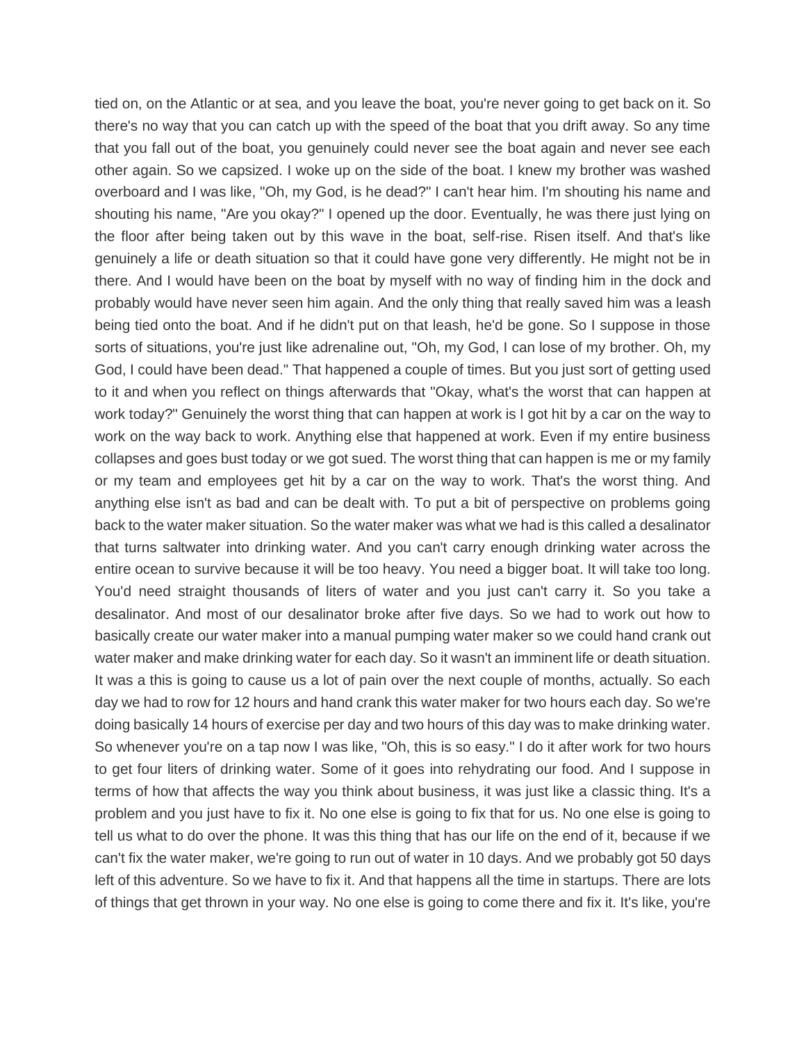tied on, on the Atlantic or at sea, and you leave the boat, you're never going to get back on it. So there's no way that you can catch up with the speed of the boat that you drift away. So any time that you fall out of the boat, you genuinely could never see the boat again and never see each other again. So we capsized. I woke up on the side of the boat. I knew my brother was washed overboard and I was like, "Oh, my God, is he dead?" I can't hear him. I'm shouting his name and shouting his name, "Are you okay?" I opened up the door. Eventually, he was there just lying on the floor after being taken out by this wave in the boat, self-rise. Risen itself. And that's like genuinely a life or death situation so that it could have gone very differently. He might not be in there. And I would have been on the boat by myself with no way of finding him in the dock and probably would have never seen him again. And the only thing that really saved him was a leash being tied onto the boat. And if he didn't put on that leash, he'd be gone. So I suppose in those sorts of situations, you're just like adrenaline out, "Oh, my God, I can lose of my brother. Oh, my God, I could have been dead." That happened a couple of times. But you just sort of getting used to it and when you reflect on things afterwards that "Okay, what's the worst that can happen at work today?" Genuinely the worst thing that can happen at work is I got hit by a car on the way to work on the way back to work. Anything else that happened at work. Even if my entire business collapses and goes bust today or we got sued. The worst thing that can happen is me or my family or my team and employees get hit by a car on the way to work. That's the worst thing. And anything else isn't as bad and can be dealt with. To put a bit of perspective on problems going back to the water maker situation. So the water maker was what we had is this called a desalinator that turns saltwater into drinking water. And you can't carry enough drinking water across the entire ocean to survive because it will be too heavy. You need a bigger boat. It will take too long. You'd need straight thousands of liters of water and you just can't carry it. So you take a desalinator. And most of our desalinator broke after five days. So we had to work out how to basically create our water maker into a manual pumping water maker so we could hand crank out water maker and make drinking water for each day. So it wasn't an imminent life or death situation. It was a this is going to cause us a lot of pain over the next couple of months, actually. So each day we had to row for 12 hours and hand crank this water maker for two hours each day. So we're doing basically 14 hours of exercise per day and two hours of this day was to make drinking water. So whenever you're on a tap now I was like, "Oh, this is so easy." I do it after work for two hours to get four liters of drinking water. Some of it goes into rehydrating our food. And I suppose in terms of how that affects the way you think about business, it was just like a classic thing. It's a problem and you just have to fix it. No one else is going to fix that for us. No one else is going to tell us what to do over the phone. It was this thing that has our life on the end of it, because if we can't fix the water maker, we're going to run out of water in 10 days. And we probably got 50 days left of this adventure. So we have to fix it. And that happens all the time in startups. There are lots of things that get thrown in your way. No one else is going to come there and fix it. It's like, you're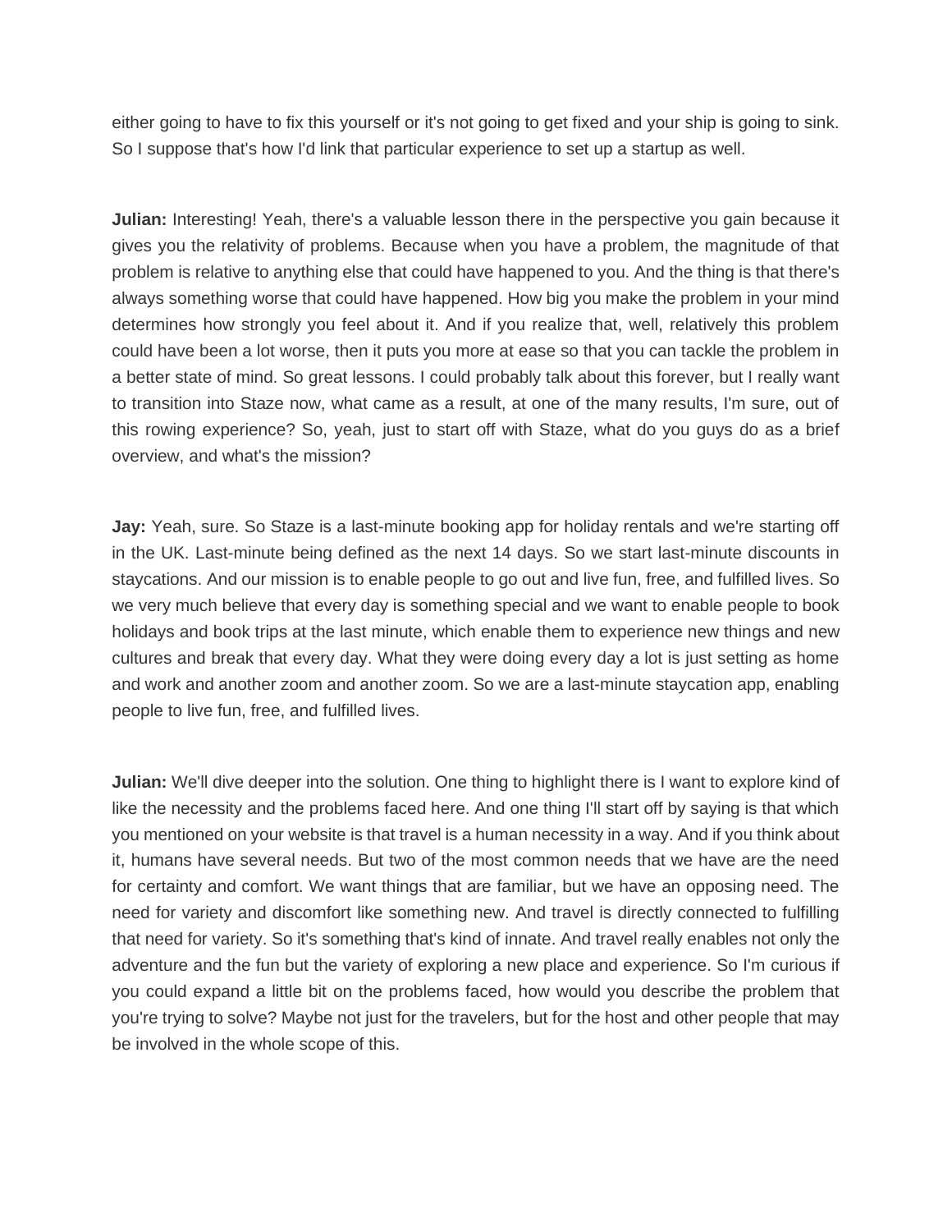either going to have to fix this yourself or it's not going to get fixed and your ship is going to sink. So I suppose that's how I'd link that particular experience to set up a startup as well.

**Julian:** Interesting! Yeah, there's a valuable lesson there in the perspective you gain because it gives you the relativity of problems. Because when you have a problem, the magnitude of that problem is relative to anything else that could have happened to you. And the thing is that there's always something worse that could have happened. How big you make the problem in your mind determines how strongly you feel about it. And if you realize that, well, relatively this problem could have been a lot worse, then it puts you more at ease so that you can tackle the problem in a better state of mind. So great lessons. I could probably talk about this forever, but I really want to transition into Staze now, what came as a result, at one of the many results, I'm sure, out of this rowing experience? So, yeah, just to start off with Staze, what do you guys do as a brief overview, and what's the mission?

**Jay:** Yeah, sure. So Staze is a last-minute booking app for holiday rentals and we're starting off in the UK. Last-minute being defined as the next 14 days. So we start last-minute discounts in staycations. And our mission is to enable people to go out and live fun, free, and fulfilled lives. So we very much believe that every day is something special and we want to enable people to book holidays and book trips at the last minute, which enable them to experience new things and new cultures and break that every day. What they were doing every day a lot is just setting as home and work and another zoom and another zoom. So we are a last-minute staycation app, enabling people to live fun, free, and fulfilled lives.

**Julian:** We'll dive deeper into the solution. One thing to highlight there is I want to explore kind of like the necessity and the problems faced here. And one thing I'll start off by saying is that which you mentioned on your website is that travel is a human necessity in a way. And if you think about it, humans have several needs. But two of the most common needs that we have are the need for certainty and comfort. We want things that are familiar, but we have an opposing need. The need for variety and discomfort like something new. And travel is directly connected to fulfilling that need for variety. So it's something that's kind of innate. And travel really enables not only the adventure and the fun but the variety of exploring a new place and experience. So I'm curious if you could expand a little bit on the problems faced, how would you describe the problem that you're trying to solve? Maybe not just for the travelers, but for the host and other people that may be involved in the whole scope of this.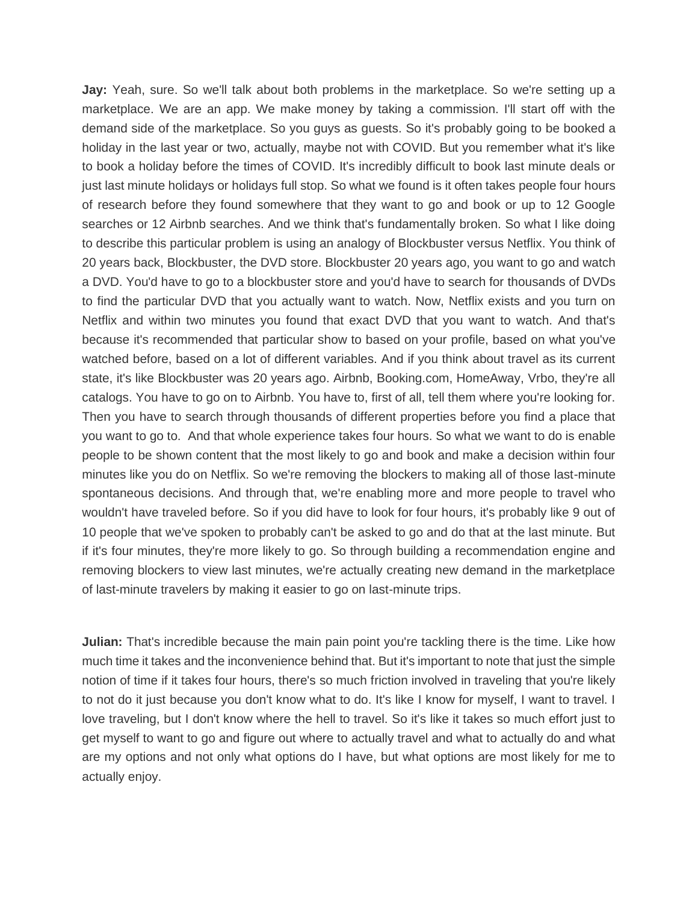**Jay:** Yeah, sure. So we'll talk about both problems in the marketplace. So we're setting up a marketplace. We are an app. We make money by taking a commission. I'll start off with the demand side of the marketplace. So you guys as guests. So it's probably going to be booked a holiday in the last year or two, actually, maybe not with COVID. But you remember what it's like to book a holiday before the times of COVID. It's incredibly difficult to book last minute deals or just last minute holidays or holidays full stop. So what we found is it often takes people four hours of research before they found somewhere that they want to go and book or up to 12 Google searches or 12 Airbnb searches. And we think that's fundamentally broken. So what I like doing to describe this particular problem is using an analogy of Blockbuster versus Netflix. You think of 20 years back, Blockbuster, the DVD store. Blockbuster 20 years ago, you want to go and watch a DVD. You'd have to go to a blockbuster store and you'd have to search for thousands of DVDs to find the particular DVD that you actually want to watch. Now, Netflix exists and you turn on Netflix and within two minutes you found that exact DVD that you want to watch. And that's because it's recommended that particular show to based on your profile, based on what you've watched before, based on a lot of different variables. And if you think about travel as its current state, it's like Blockbuster was 20 years ago. Airbnb, Booking.com, HomeAway, Vrbo, they're all catalogs. You have to go on to Airbnb. You have to, first of all, tell them where you're looking for. Then you have to search through thousands of different properties before you find a place that you want to go to. And that whole experience takes four hours. So what we want to do is enable people to be shown content that the most likely to go and book and make a decision within four minutes like you do on Netflix. So we're removing the blockers to making all of those last-minute spontaneous decisions. And through that, we're enabling more and more people to travel who wouldn't have traveled before. So if you did have to look for four hours, it's probably like 9 out of 10 people that we've spoken to probably can't be asked to go and do that at the last minute. But if it's four minutes, they're more likely to go. So through building a recommendation engine and removing blockers to view last minutes, we're actually creating new demand in the marketplace of last-minute travelers by making it easier to go on last-minute trips.

**Julian:** That's incredible because the main pain point you're tackling there is the time. Like how much time it takes and the inconvenience behind that. But it's important to note that just the simple notion of time if it takes four hours, there's so much friction involved in traveling that you're likely to not do it just because you don't know what to do. It's like I know for myself, I want to travel. I love traveling, but I don't know where the hell to travel. So it's like it takes so much effort just to get myself to want to go and figure out where to actually travel and what to actually do and what are my options and not only what options do I have, but what options are most likely for me to actually enjoy.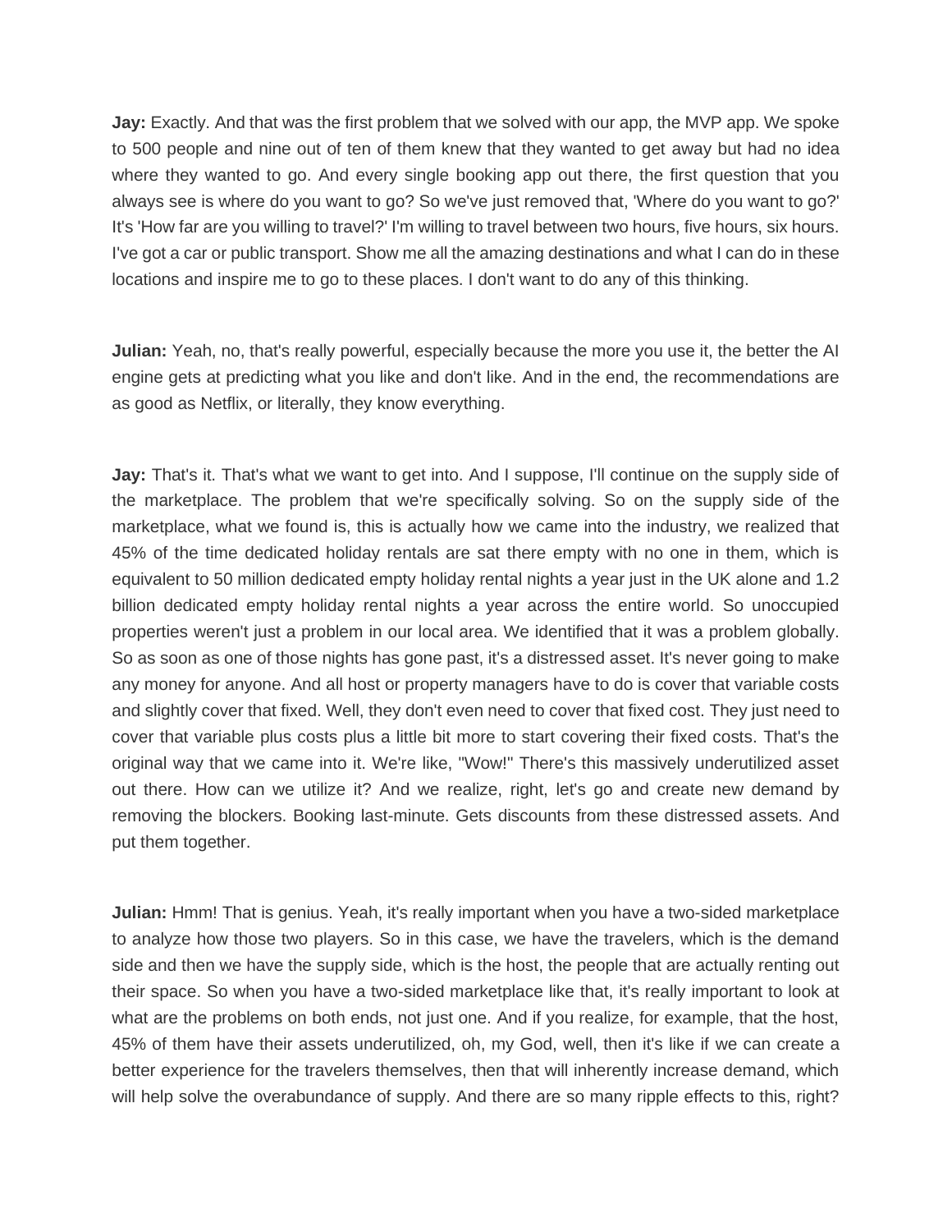**Jay:** Exactly. And that was the first problem that we solved with our app, the MVP app. We spoke to 500 people and nine out of ten of them knew that they wanted to get away but had no idea where they wanted to go. And every single booking app out there, the first question that you always see is where do you want to go? So we've just removed that, 'Where do you want to go?' It's 'How far are you willing to travel?' I'm willing to travel between two hours, five hours, six hours. I've got a car or public transport. Show me all the amazing destinations and what I can do in these locations and inspire me to go to these places. I don't want to do any of this thinking.

**Julian:** Yeah, no, that's really powerful, especially because the more you use it, the better the AI engine gets at predicting what you like and don't like. And in the end, the recommendations are as good as Netflix, or literally, they know everything.

**Jay:** That's it. That's what we want to get into. And I suppose, I'll continue on the supply side of the marketplace. The problem that we're specifically solving. So on the supply side of the marketplace, what we found is, this is actually how we came into the industry, we realized that 45% of the time dedicated holiday rentals are sat there empty with no one in them, which is equivalent to 50 million dedicated empty holiday rental nights a year just in the UK alone and 1.2 billion dedicated empty holiday rental nights a year across the entire world. So unoccupied properties weren't just a problem in our local area. We identified that it was a problem globally. So as soon as one of those nights has gone past, it's a distressed asset. It's never going to make any money for anyone. And all host or property managers have to do is cover that variable costs and slightly cover that fixed. Well, they don't even need to cover that fixed cost. They just need to cover that variable plus costs plus a little bit more to start covering their fixed costs. That's the original way that we came into it. We're like, "Wow!" There's this massively underutilized asset out there. How can we utilize it? And we realize, right, let's go and create new demand by removing the blockers. Booking last-minute. Gets discounts from these distressed assets. And put them together.

**Julian:** Hmm! That is genius. Yeah, it's really important when you have a two-sided marketplace to analyze how those two players. So in this case, we have the travelers, which is the demand side and then we have the supply side, which is the host, the people that are actually renting out their space. So when you have a two-sided marketplace like that, it's really important to look at what are the problems on both ends, not just one. And if you realize, for example, that the host, 45% of them have their assets underutilized, oh, my God, well, then it's like if we can create a better experience for the travelers themselves, then that will inherently increase demand, which will help solve the overabundance of supply. And there are so many ripple effects to this, right?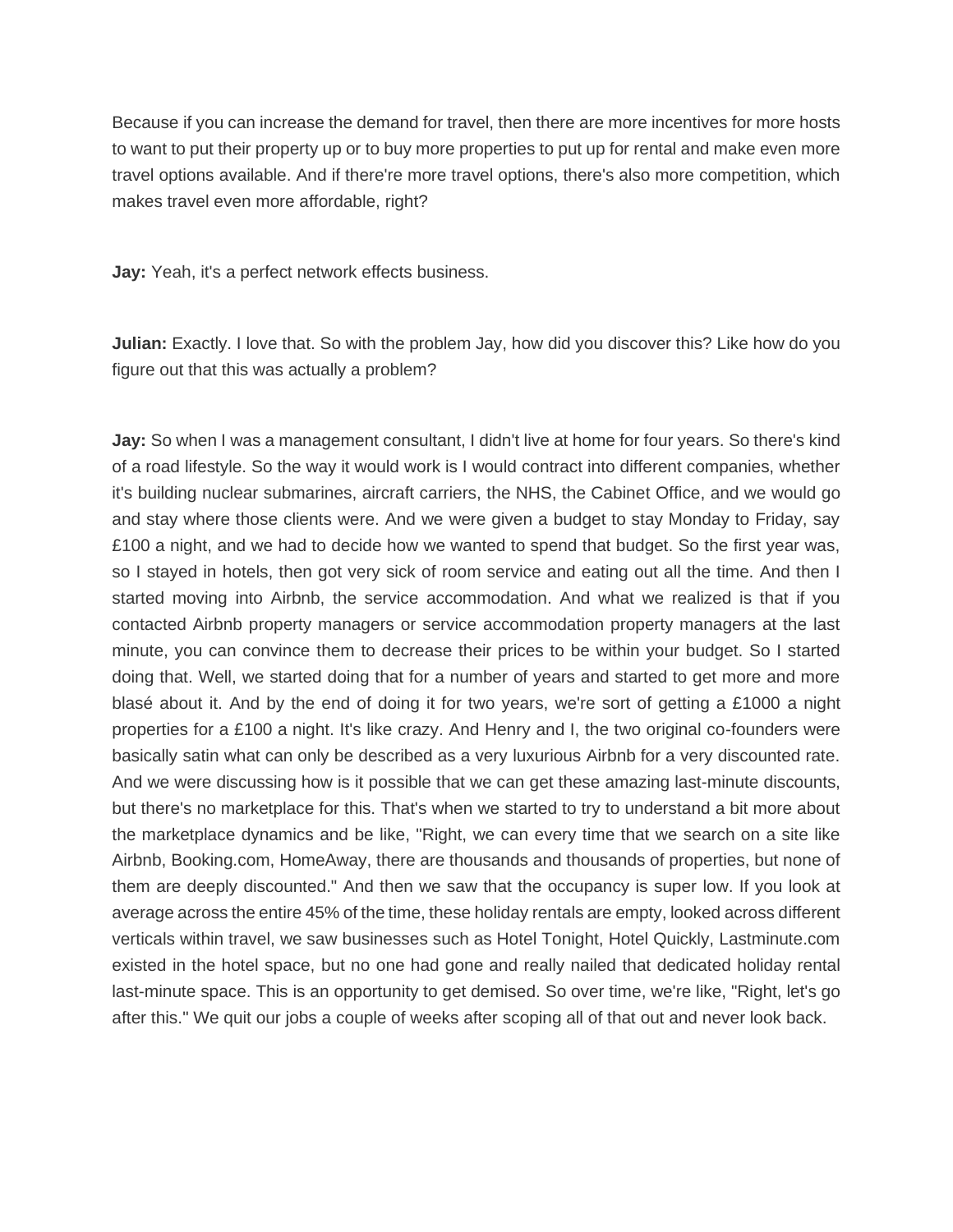Because if you can increase the demand for travel, then there are more incentives for more hosts to want to put their property up or to buy more properties to put up for rental and make even more travel options available. And if there're more travel options, there's also more competition, which makes travel even more affordable, right?

**Jay:** Yeah, it's a perfect network effects business.

**Julian:** Exactly. I love that. So with the problem Jay, how did you discover this? Like how do you figure out that this was actually a problem?

**Jay:** So when I was a management consultant, I didn't live at home for four years. So there's kind of a road lifestyle. So the way it would work is I would contract into different companies, whether it's building nuclear submarines, aircraft carriers, the NHS, the Cabinet Office, and we would go and stay where those clients were. And we were given a budget to stay Monday to Friday, say £100 a night, and we had to decide how we wanted to spend that budget. So the first year was, so I stayed in hotels, then got very sick of room service and eating out all the time. And then I started moving into Airbnb, the service accommodation. And what we realized is that if you contacted Airbnb property managers or service accommodation property managers at the last minute, you can convince them to decrease their prices to be within your budget. So I started doing that. Well, we started doing that for a number of years and started to get more and more blasé about it. And by the end of doing it for two years, we're sort of getting a £1000 a night properties for a £100 a night. It's like crazy. And Henry and I, the two original co-founders were basically satin what can only be described as a very luxurious Airbnb for a very discounted rate. And we were discussing how is it possible that we can get these amazing last-minute discounts, but there's no marketplace for this. That's when we started to try to understand a bit more about the marketplace dynamics and be like, "Right, we can every time that we search on a site like Airbnb, Booking.com, HomeAway, there are thousands and thousands of properties, but none of them are deeply discounted." And then we saw that the occupancy is super low. If you look at average across the entire 45% of the time, these holiday rentals are empty, looked across different verticals within travel, we saw businesses such as Hotel Tonight, Hotel Quickly, Lastminute.com existed in the hotel space, but no one had gone and really nailed that dedicated holiday rental last-minute space. This is an opportunity to get demised. So over time, we're like, "Right, let's go after this." We quit our jobs a couple of weeks after scoping all of that out and never look back.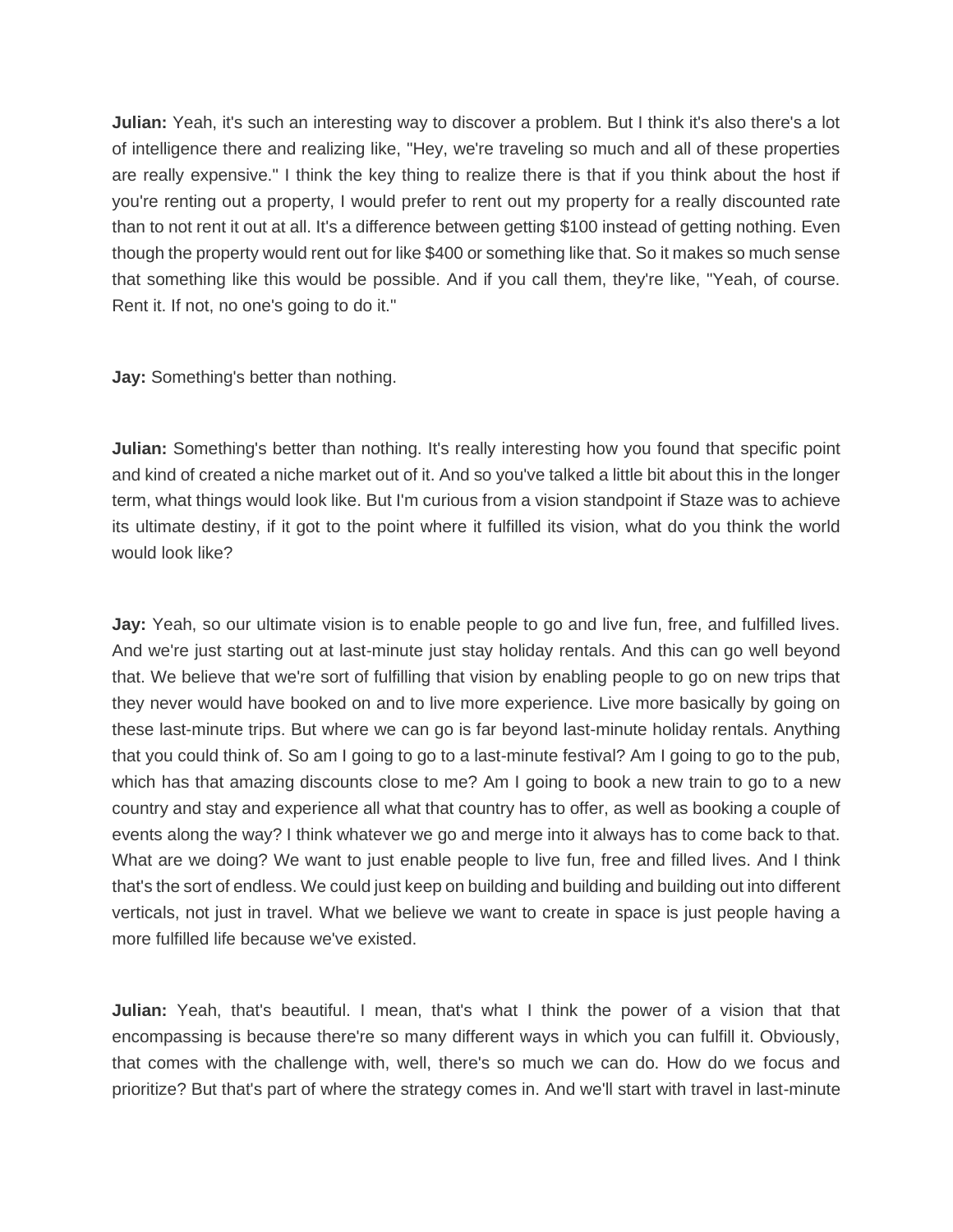**Julian:** Yeah, it's such an interesting way to discover a problem. But I think it's also there's a lot of intelligence there and realizing like, "Hey, we're traveling so much and all of these properties are really expensive." I think the key thing to realize there is that if you think about the host if you're renting out a property, I would prefer to rent out my property for a really discounted rate than to not rent it out at all. It's a difference between getting $100 instead of getting nothing. Even though the property would rent out for like $400 or something like that. So it makes so much sense that something like this would be possible. And if you call them, they're like, "Yeah, of course. Rent it. If not, no one's going to do it."

**Jay:** Something's better than nothing.

**Julian:** Something's better than nothing. It's really interesting how you found that specific point and kind of created a niche market out of it. And so you've talked a little bit about this in the longer term, what things would look like. But I'm curious from a vision standpoint if Staze was to achieve its ultimate destiny, if it got to the point where it fulfilled its vision, what do you think the world would look like?

**Jay:** Yeah, so our ultimate vision is to enable people to go and live fun, free, and fulfilled lives. And we're just starting out at last-minute just stay holiday rentals. And this can go well beyond that. We believe that we're sort of fulfilling that vision by enabling people to go on new trips that they never would have booked on and to live more experience. Live more basically by going on these last-minute trips. But where we can go is far beyond last-minute holiday rentals. Anything that you could think of. So am I going to go to a last-minute festival? Am I going to go to the pub, which has that amazing discounts close to me? Am I going to book a new train to go to a new country and stay and experience all what that country has to offer, as well as booking a couple of events along the way? I think whatever we go and merge into it always has to come back to that. What are we doing? We want to just enable people to live fun, free and filled lives. And I think that's the sort of endless. We could just keep on building and building and building out into different verticals, not just in travel. What we believe we want to create in space is just people having a more fulfilled life because we've existed.

**Julian:** Yeah, that's beautiful. I mean, that's what I think the power of a vision that that encompassing is because there're so many different ways in which you can fulfill it. Obviously, that comes with the challenge with, well, there's so much we can do. How do we focus and prioritize? But that's part of where the strategy comes in. And we'll start with travel in last-minute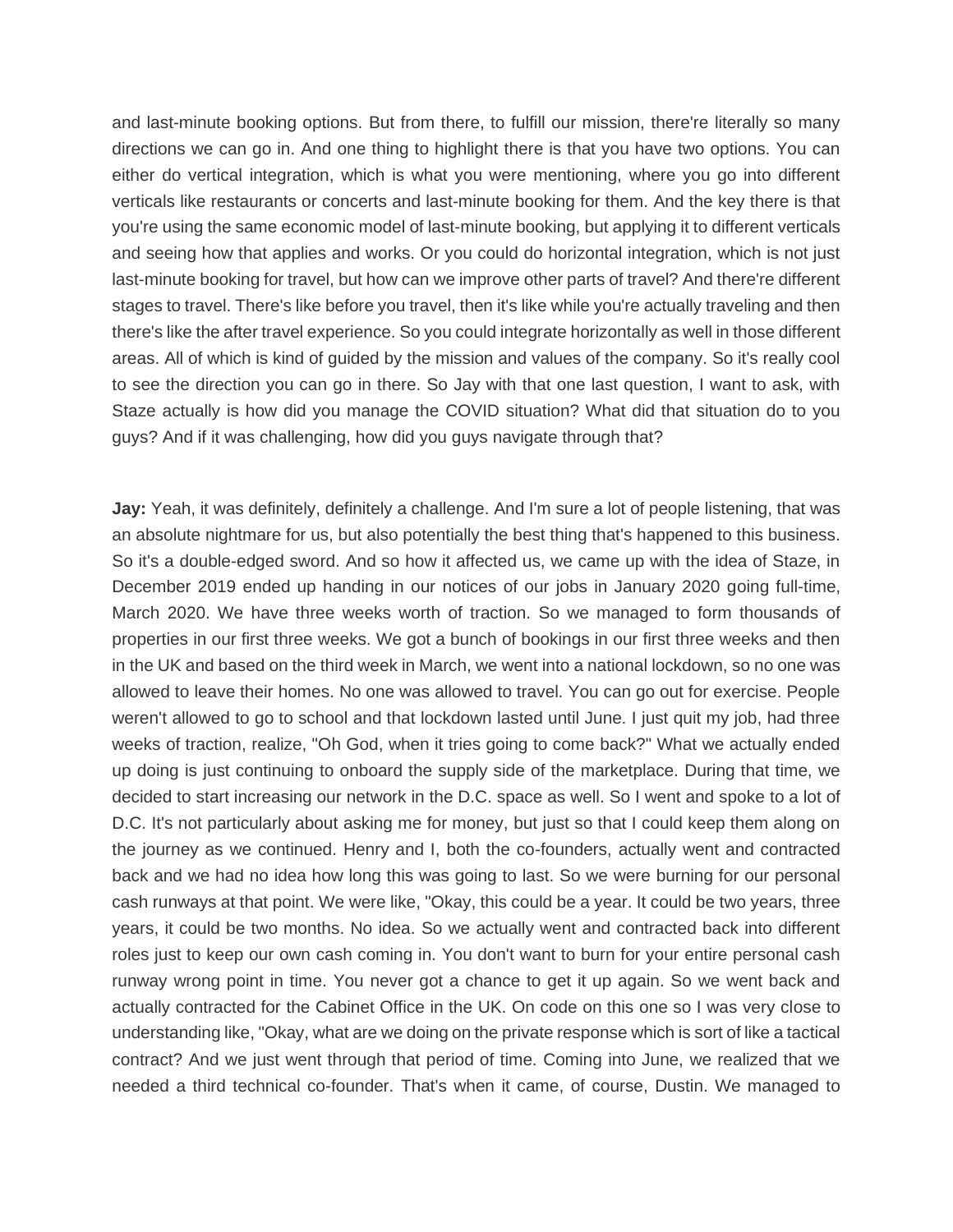and last-minute booking options. But from there, to fulfill our mission, there're literally so many directions we can go in. And one thing to highlight there is that you have two options. You can either do vertical integration, which is what you were mentioning, where you go into different verticals like restaurants or concerts and last-minute booking for them. And the key there is that you're using the same economic model of last-minute booking, but applying it to different verticals and seeing how that applies and works. Or you could do horizontal integration, which is not just last-minute booking for travel, but how can we improve other parts of travel? And there're different stages to travel. There's like before you travel, then it's like while you're actually traveling and then there's like the after travel experience. So you could integrate horizontally as well in those different areas. All of which is kind of guided by the mission and values of the company. So it's really cool to see the direction you can go in there. So Jay with that one last question, I want to ask, with Staze actually is how did you manage the COVID situation? What did that situation do to you guys? And if it was challenging, how did you guys navigate through that?

**Jay:** Yeah, it was definitely, definitely a challenge. And I'm sure a lot of people listening, that was an absolute nightmare for us, but also potentially the best thing that's happened to this business. So it's a double-edged sword. And so how it affected us, we came up with the idea of Staze, in December 2019 ended up handing in our notices of our jobs in January 2020 going full-time, March 2020. We have three weeks worth of traction. So we managed to form thousands of properties in our first three weeks. We got a bunch of bookings in our first three weeks and then in the UK and based on the third week in March, we went into a national lockdown, so no one was allowed to leave their homes. No one was allowed to travel. You can go out for exercise. People weren't allowed to go to school and that lockdown lasted until June. I just quit my job, had three weeks of traction, realize, "Oh God, when it tries going to come back?" What we actually ended up doing is just continuing to onboard the supply side of the marketplace. During that time, we decided to start increasing our network in the D.C. space as well. So I went and spoke to a lot of D.C. It's not particularly about asking me for money, but just so that I could keep them along on the journey as we continued. Henry and I, both the co-founders, actually went and contracted back and we had no idea how long this was going to last. So we were burning for our personal cash runways at that point. We were like, "Okay, this could be a year. It could be two years, three years, it could be two months. No idea. So we actually went and contracted back into different roles just to keep our own cash coming in. You don't want to burn for your entire personal cash runway wrong point in time. You never got a chance to get it up again. So we went back and actually contracted for the Cabinet Office in the UK. On code on this one so I was very close to understanding like, "Okay, what are we doing on the private response which is sort of like a tactical contract? And we just went through that period of time. Coming into June, we realized that we needed a third technical co-founder. That's when it came, of course, Dustin. We managed to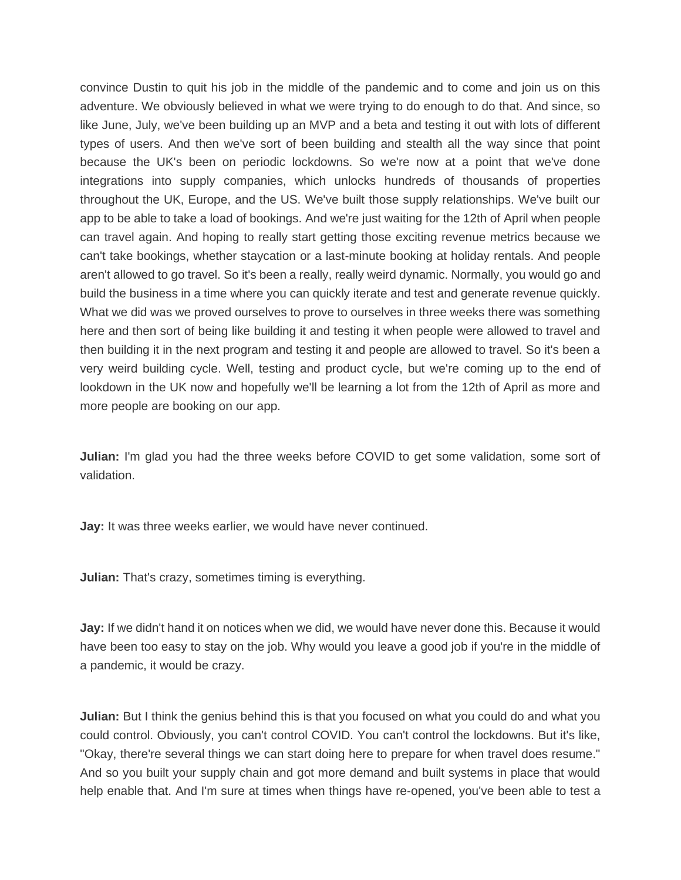convince Dustin to quit his job in the middle of the pandemic and to come and join us on this adventure. We obviously believed in what we were trying to do enough to do that. And since, so like June, July, we've been building up an MVP and a beta and testing it out with lots of different types of users. And then we've sort of been building and stealth all the way since that point because the UK's been on periodic lockdowns. So we're now at a point that we've done integrations into supply companies, which unlocks hundreds of thousands of properties throughout the UK, Europe, and the US. We've built those supply relationships. We've built our app to be able to take a load of bookings. And we're just waiting for the 12th of April when people can travel again. And hoping to really start getting those exciting revenue metrics because we can't take bookings, whether staycation or a last-minute booking at holiday rentals. And people aren't allowed to go travel. So it's been a really, really weird dynamic. Normally, you would go and build the business in a time where you can quickly iterate and test and generate revenue quickly. What we did was we proved ourselves to prove to ourselves in three weeks there was something here and then sort of being like building it and testing it when people were allowed to travel and then building it in the next program and testing it and people are allowed to travel. So it's been a very weird building cycle. Well, testing and product cycle, but we're coming up to the end of lookdown in the UK now and hopefully we'll be learning a lot from the 12th of April as more and more people are booking on our app.

**Julian:** I'm glad you had the three weeks before COVID to get some validation, some sort of validation.

**Jay:** It was three weeks earlier, we would have never continued.

**Julian:** That's crazy, sometimes timing is everything.

**Jay:** If we didn't hand it on notices when we did, we would have never done this. Because it would have been too easy to stay on the job. Why would you leave a good job if you're in the middle of a pandemic, it would be crazy.

**Julian:** But I think the genius behind this is that you focused on what you could do and what you could control. Obviously, you can't control COVID. You can't control the lockdowns. But it's like, "Okay, there're several things we can start doing here to prepare for when travel does resume." And so you built your supply chain and got more demand and built systems in place that would help enable that. And I'm sure at times when things have re-opened, you've been able to test a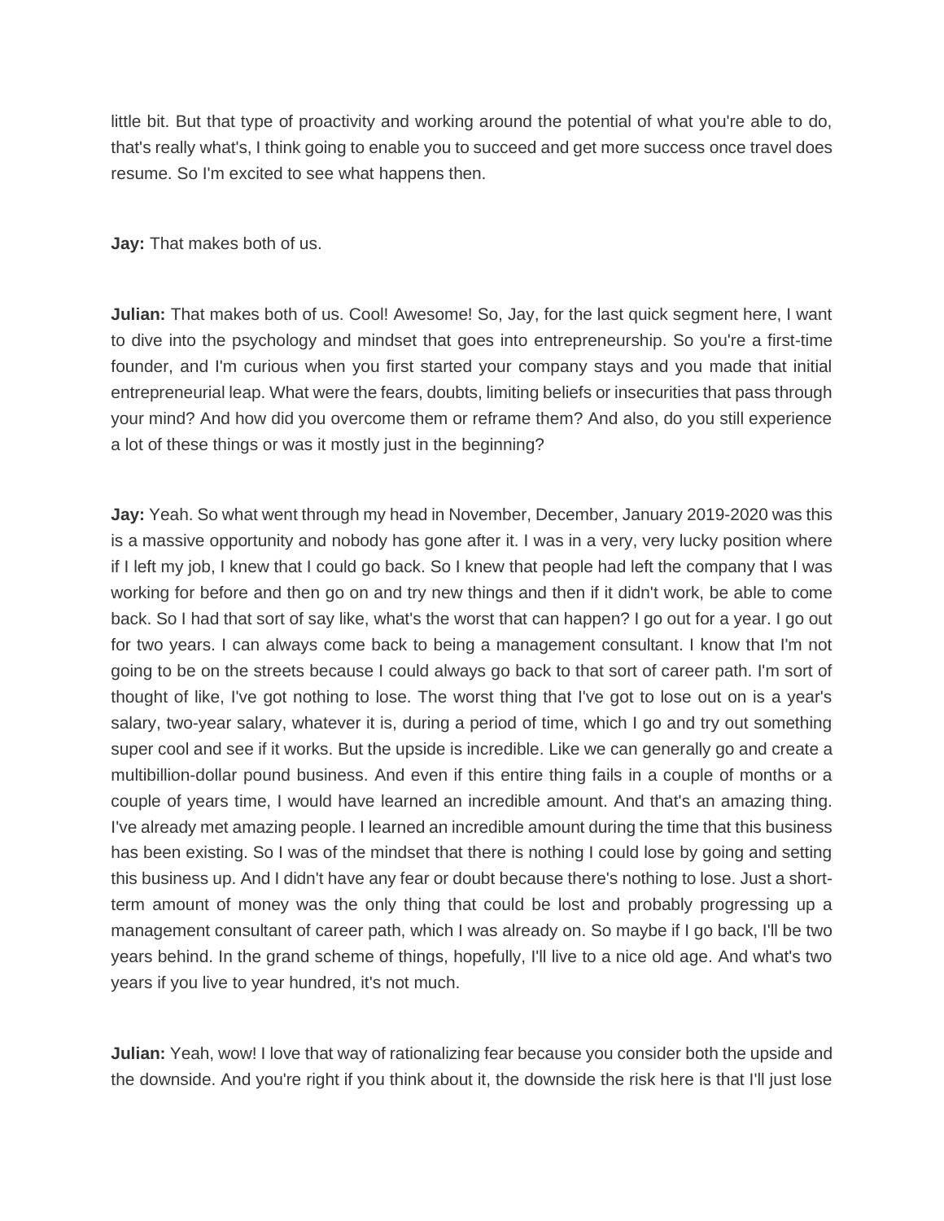little bit. But that type of proactivity and working around the potential of what you're able to do, that's really what's, I think going to enable you to succeed and get more success once travel does resume. So I'm excited to see what happens then.

**Jay:** That makes both of us.

**Julian:** That makes both of us. Cool! Awesome! So, Jay, for the last quick segment here, I want to dive into the psychology and mindset that goes into entrepreneurship. So you're a first-time founder, and I'm curious when you first started your company stays and you made that initial entrepreneurial leap. What were the fears, doubts, limiting beliefs or insecurities that pass through your mind? And how did you overcome them or reframe them? And also, do you still experience a lot of these things or was it mostly just in the beginning?

**Jay:** Yeah. So what went through my head in November, December, January 2019-2020 was this is a massive opportunity and nobody has gone after it. I was in a very, very lucky position where if I left my job, I knew that I could go back. So I knew that people had left the company that I was working for before and then go on and try new things and then if it didn't work, be able to come back. So I had that sort of say like, what's the worst that can happen? I go out for a year. I go out for two years. I can always come back to being a management consultant. I know that I'm not going to be on the streets because I could always go back to that sort of career path. I'm sort of thought of like, I've got nothing to lose. The worst thing that I've got to lose out on is a year's salary, two-year salary, whatever it is, during a period of time, which I go and try out something super cool and see if it works. But the upside is incredible. Like we can generally go and create a multibillion-dollar pound business. And even if this entire thing fails in a couple of months or a couple of years time, I would have learned an incredible amount. And that's an amazing thing. I've already met amazing people. I learned an incredible amount during the time that this business has been existing. So I was of the mindset that there is nothing I could lose by going and setting this business up. And I didn't have any fear or doubt because there's nothing to lose. Just a short-term amount of money was the only thing that could be lost and probably progressing up a management consultant of career path, which I was already on. So maybe if I go back, I'll be two years behind. In the grand scheme of things, hopefully, I'll live to a nice old age. And what's two years if you live to year hundred, it's not much.

**Julian:** Yeah, wow! I love that way of rationalizing fear because you consider both the upside and the downside. And you're right if you think about it, the downside the risk here is that I'll just lose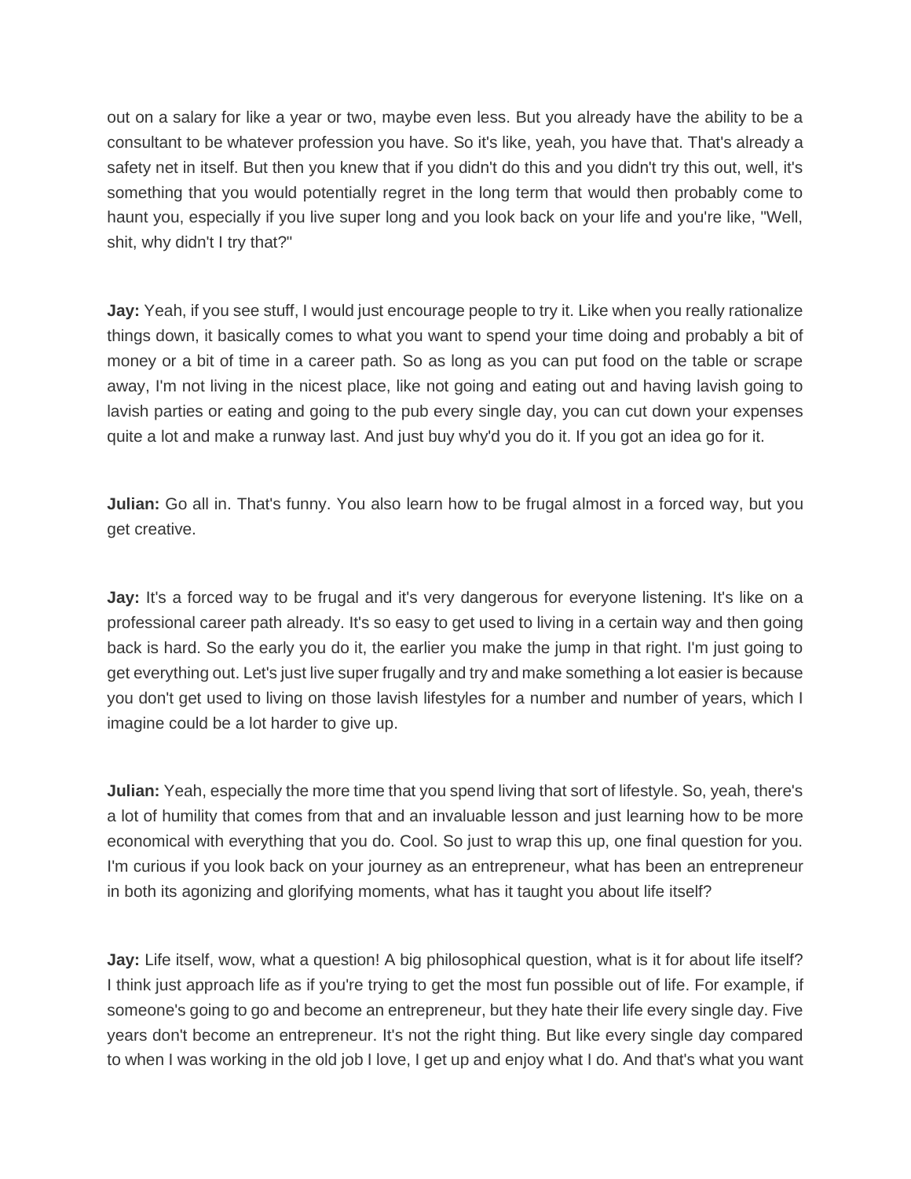out on a salary for like a year or two, maybe even less. But you already have the ability to be a consultant to be whatever profession you have. So it's like, yeah, you have that. That's already a safety net in itself. But then you knew that if you didn't do this and you didn't try this out, well, it's something that you would potentially regret in the long term that would then probably come to haunt you, especially if you live super long and you look back on your life and you're like, "Well, shit, why didn't I try that?"

**Jay:** Yeah, if you see stuff, I would just encourage people to try it. Like when you really rationalize things down, it basically comes to what you want to spend your time doing and probably a bit of money or a bit of time in a career path. So as long as you can put food on the table or scrape away, I'm not living in the nicest place, like not going and eating out and having lavish going to lavish parties or eating and going to the pub every single day, you can cut down your expenses quite a lot and make a runway last. And just buy why'd you do it. If you got an idea go for it.

**Julian:** Go all in. That's funny. You also learn how to be frugal almost in a forced way, but you get creative.

**Jay:** It's a forced way to be frugal and it's very dangerous for everyone listening. It's like on a professional career path already. It's so easy to get used to living in a certain way and then going back is hard. So the early you do it, the earlier you make the jump in that right. I'm just going to get everything out. Let's just live super frugally and try and make something a lot easier is because you don't get used to living on those lavish lifestyles for a number and number of years, which I imagine could be a lot harder to give up.

**Julian:** Yeah, especially the more time that you spend living that sort of lifestyle. So, yeah, there's a lot of humility that comes from that and an invaluable lesson and just learning how to be more economical with everything that you do. Cool. So just to wrap this up, one final question for you. I'm curious if you look back on your journey as an entrepreneur, what has been an entrepreneur in both its agonizing and glorifying moments, what has it taught you about life itself?

**Jay:** Life itself, wow, what a question! A big philosophical question, what is it for about life itself? I think just approach life as if you're trying to get the most fun possible out of life. For example, if someone's going to go and become an entrepreneur, but they hate their life every single day. Five years don't become an entrepreneur. It's not the right thing. But like every single day compared to when I was working in the old job I love, I get up and enjoy what I do. And that's what you want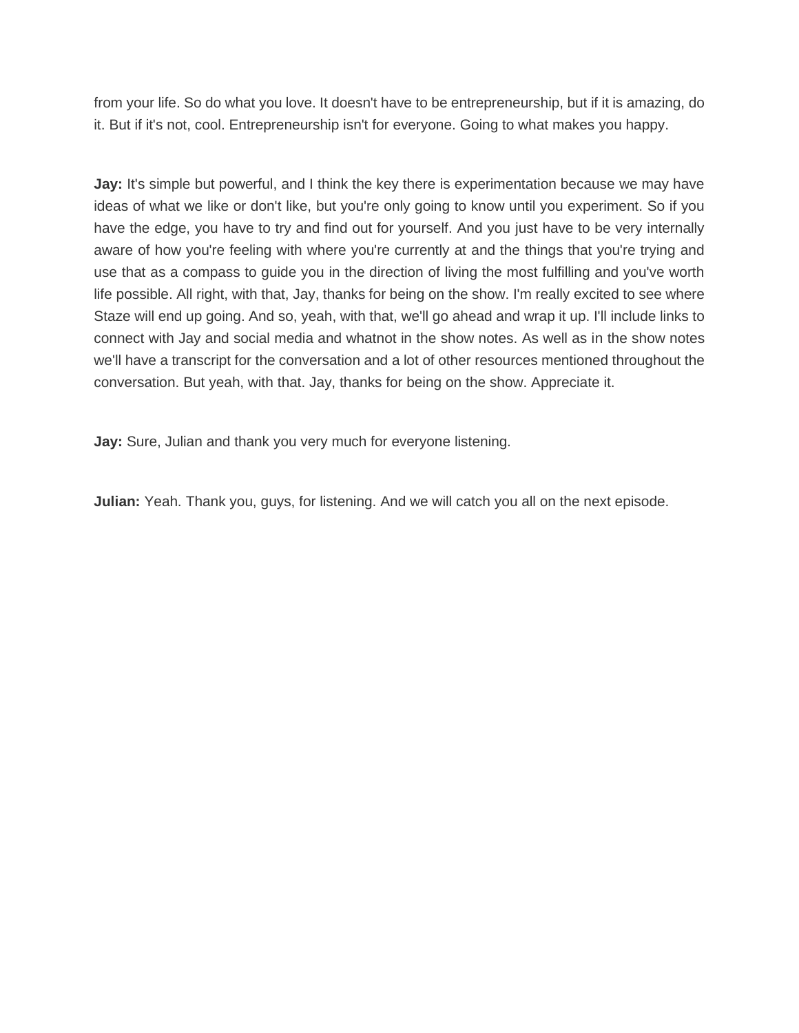from your life. So do what you love. It doesn't have to be entrepreneurship, but if it is amazing, do it. But if it's not, cool. Entrepreneurship isn't for everyone. Going to what makes you happy.

**Jay:** It's simple but powerful, and I think the key there is experimentation because we may have ideas of what we like or don't like, but you're only going to know until you experiment. So if you have the edge, you have to try and find out for yourself. And you just have to be very internally aware of how you're feeling with where you're currently at and the things that you're trying and use that as a compass to guide you in the direction of living the most fulfilling and you've worth life possible. All right, with that, Jay, thanks for being on the show. I'm really excited to see where Staze will end up going. And so, yeah, with that, we'll go ahead and wrap it up. I'll include links to connect with Jay and social media and whatnot in the show notes. As well as in the show notes we'll have a transcript for the conversation and a lot of other resources mentioned throughout the conversation. But yeah, with that. Jay, thanks for being on the show. Appreciate it.

**Jay:** Sure, Julian and thank you very much for everyone listening.

**Julian:** Yeah. Thank you, guys, for listening. And we will catch you all on the next episode.